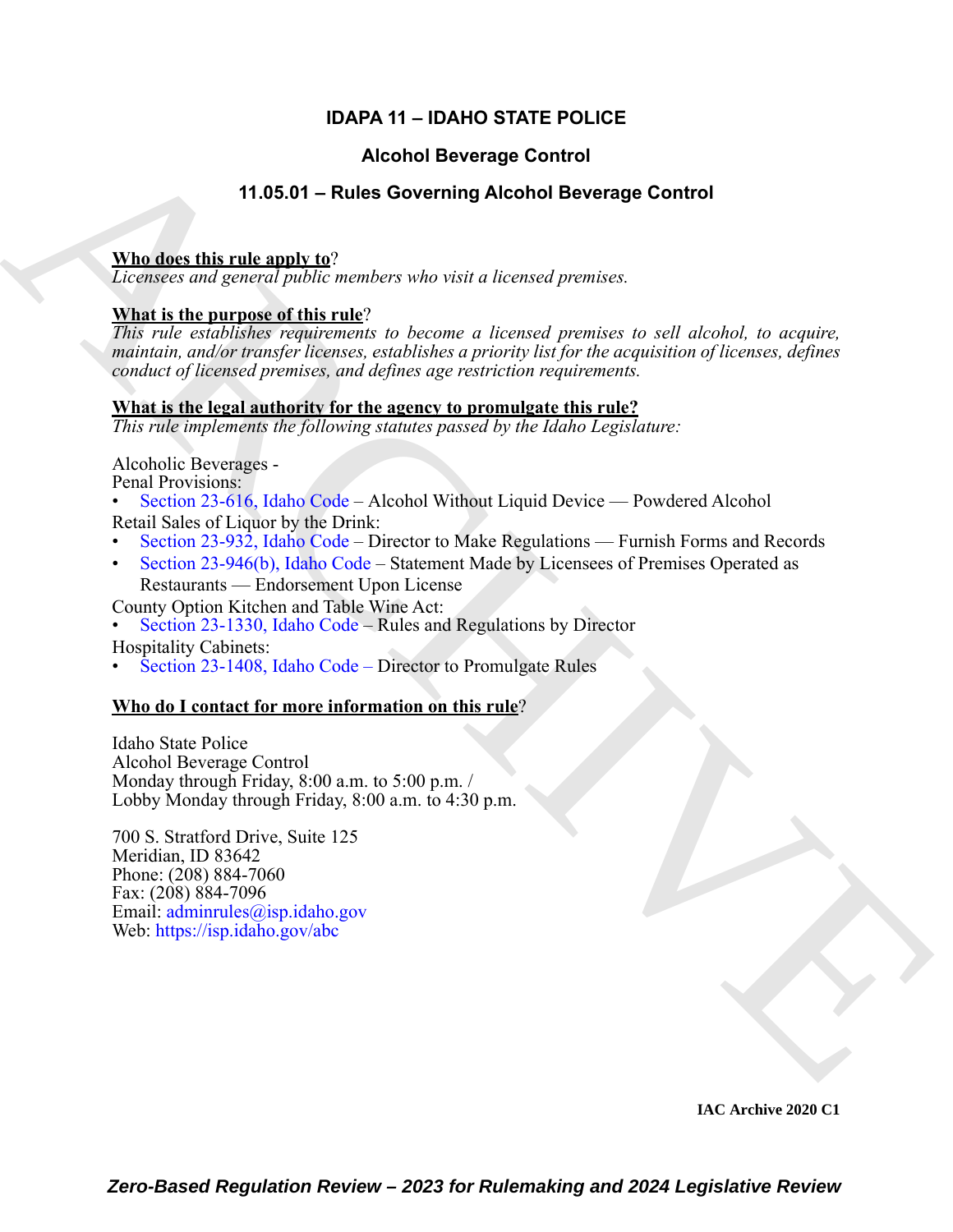# IDAPA 11 – IDAHO STATE POLICE

## Alcohol Beverage Control

## 11.05.01 – Rules Governing Alcohol Beverage Control

**Who does this rule apply to**?
*Licensees and general public members who visit a licensed premises.*

**What is the purpose of this rule**?
*This rule establishes requirements to become a licensed premises to sell alcohol, to acquire, maintain, and/or transfer licenses, establishes a priority list for the acquisition of licenses, defines conduct of licensed premises, and defines age restriction requirements.*

**What is the legal authority for the agency to promulgate this rule?**
*This rule implements the following statutes passed by the Idaho Legislature:*

Alcoholic Beverages - Penal Provisions:

- Section 23-616, Idaho Code – Alcohol Without Liquid Device — Powdered Alcohol

Retail Sales of Liquor by the Drink:

- Section 23-932, Idaho Code – Director to Make Regulations — Furnish Forms and Records
- Section 23-946(b), Idaho Code – Statement Made by Licensees of Premises Operated as Restaurants — Endorsement Upon License

County Option Kitchen and Table Wine Act:

- Section 23-1330, Idaho Code – Rules and Regulations by Director

Hospitality Cabinets:

- Section 23-1408, Idaho Code – Director to Promulgate Rules

**Who do I contact for more information on this rule**?

Idaho State Police
Alcohol Beverage Control
Monday through Friday, 8:00 a.m. to 5:00 p.m. /
Lobby Monday through Friday, 8:00 a.m. to 4:30 p.m.

700 S. Stratford Drive, Suite 125
Meridian, ID 83642
Phone: (208) 884-7060
Fax: (208) 884-7096
Email: adminrules@isp.idaho.gov
Web: https://isp.idaho.gov/abc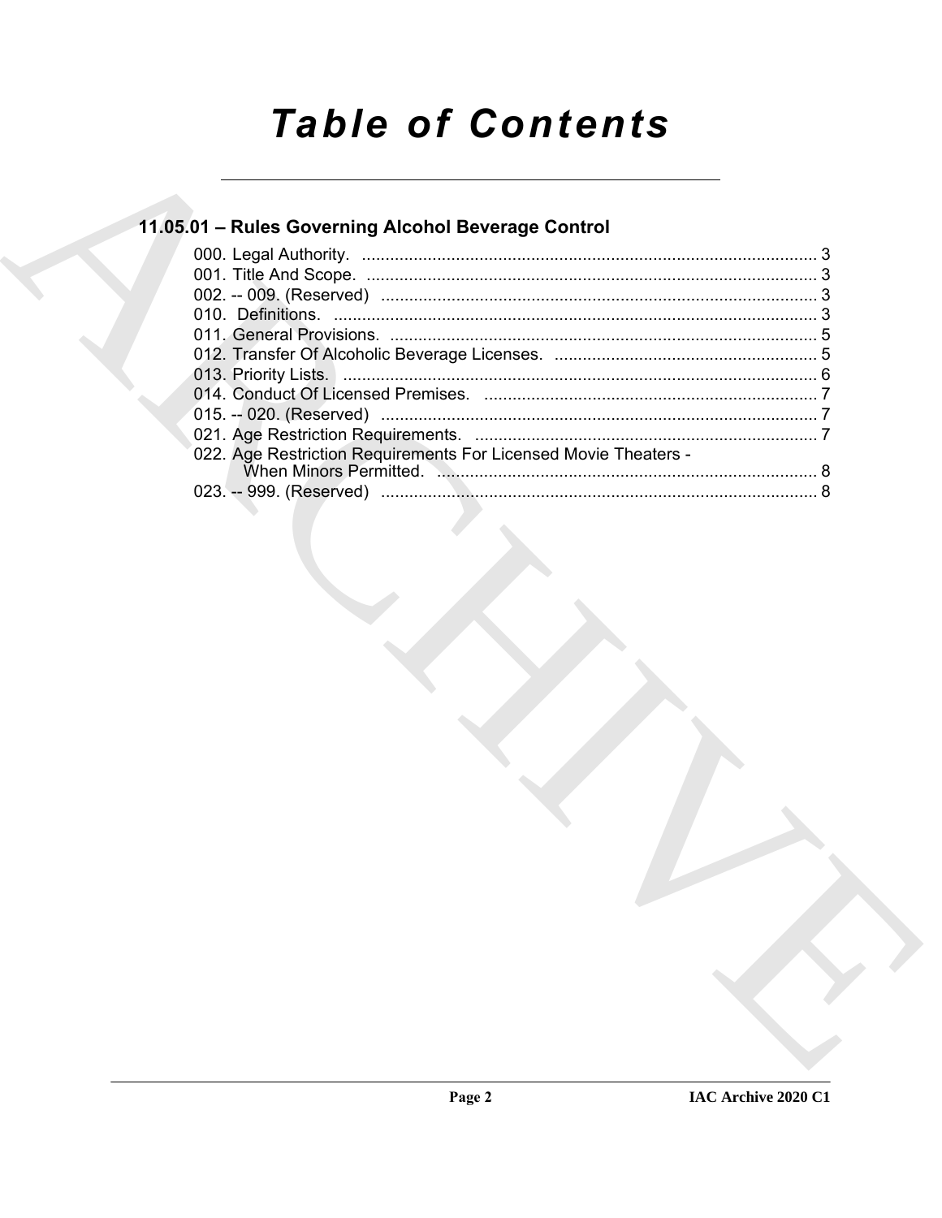# Table of Contents

## 11.05.01 – Rules Governing Alcohol Beverage Control

000. Legal Authority. ........................................................................................ 3
001. Title And Scope. ........................................................................................ 3
002. -- 009. (Reserved) ........................................................................................ 3
010. Definitions. ........................................................................................ 3
011. General Provisions. ........................................................................................ 5
012. Transfer Of Alcoholic Beverage Licenses. ........................................................................................ 5
013. Priority Lists. ........................................................................................ 6
014. Conduct Of Licensed Premises. ........................................................................................ 7
015. -- 020. (Reserved) ........................................................................................ 7
021. Age Restriction Requirements. ........................................................................................ 7
022. Age Restriction Requirements For Licensed Movie Theaters - When Minors Permitted. ........................................................................................ 8
023. -- 999. (Reserved) ........................................................................................ 8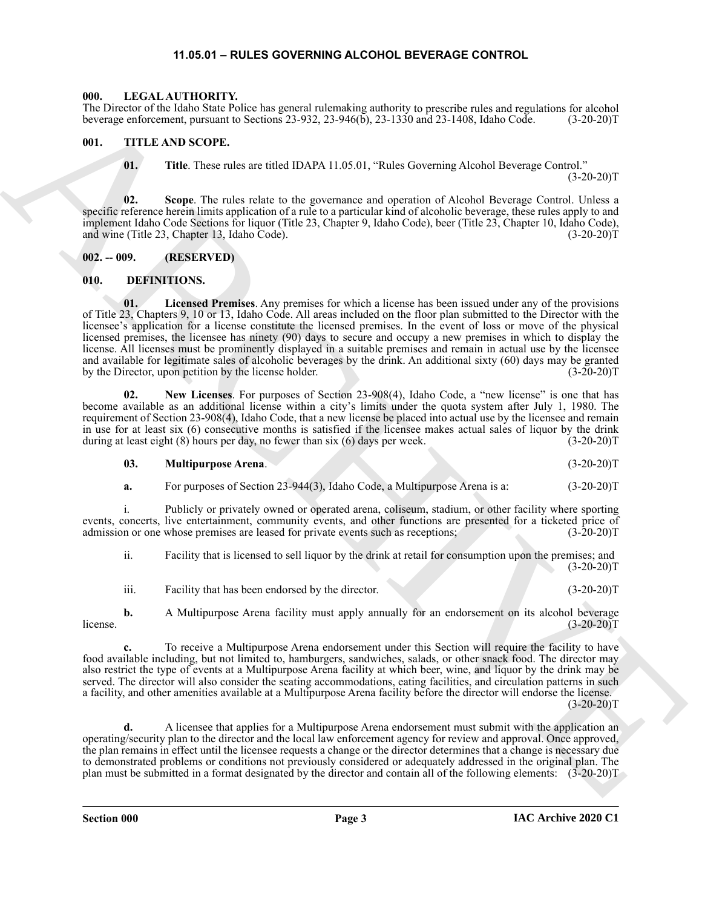# 11.05.01 – RULES GOVERNING ALCOHOL BEVERAGE CONTROL

## 000. LEGAL AUTHORITY.

The Director of the Idaho State Police has general rulemaking authority to prescribe rules and regulations for alcohol beverage enforcement, pursuant to Sections 23-932, 23-946(b), 23-1330 and 23-1408, Idaho Code. (3-20-20)T

## 001. TITLE AND SCOPE.

**01. Title**. These rules are titled IDAPA 11.05.01, "Rules Governing Alcohol Beverage Control." (3-20-20)T

**02. Scope**. The rules relate to the governance and operation of Alcohol Beverage Control. Unless a specific reference herein limits application of a rule to a particular kind of alcoholic beverage, these rules apply to and implement Idaho Code Sections for liquor (Title 23, Chapter 9, Idaho Code), beer (Title 23, Chapter 10, Idaho Code), and wine (Title 23, Chapter 13, Idaho Code). (3-20-20)T

## 002. -- 009. (RESERVED)

## 010. DEFINITIONS.

**01. Licensed Premises**. Any premises for which a license has been issued under any of the provisions of Title 23, Chapters 9, 10 or 13, Idaho Code. All areas included on the floor plan submitted to the Director with the licensee's application for a license constitute the licensed premises. In the event of loss or move of the physical licensed premises, the licensee has ninety (90) days to secure and occupy a new premises in which to display the license. All licenses must be prominently displayed in a suitable premises and remain in actual use by the licensee and available for legitimate sales of alcoholic beverages by the drink. An additional sixty (60) days may be granted by the Director, upon petition by the license holder. (3-20-20)T

**02. New Licenses**. For purposes of Section 23-908(4), Idaho Code, a "new license" is one that has become available as an additional license within a city's limits under the quota system after July 1, 1980. The requirement of Section 23-908(4), Idaho Code, that a new license be placed into actual use by the licensee and remain in use for at least six (6) consecutive months is satisfied if the licensee makes actual sales of liquor by the drink during at least eight (8) hours per day, no fewer than six (6) days per week. (3-20-20)T

**03. Multipurpose Arena**. (3-20-20)T

**a.** For purposes of Section 23-944(3), Idaho Code, a Multipurpose Arena is a: (3-20-20)T

i. Publicly or privately owned or operated arena, coliseum, stadium, or other facility where sporting events, concerts, live entertainment, community events, and other functions are presented for a ticketed price of admission or one whose premises are leased for private events such as receptions; (3-20-20)T

ii. Facility that is licensed to sell liquor by the drink at retail for consumption upon the premises; and (3-20-20)T

iii. Facility that has been endorsed by the director. (3-20-20)T

**b.** A Multipurpose Arena facility must apply annually for an endorsement on its alcohol beverage license. (3-20-20)T

**c.** To receive a Multipurpose Arena endorsement under this Section will require the facility to have food available including, but not limited to, hamburgers, sandwiches, salads, or other snack food. The director may also restrict the type of events at a Multipurpose Arena facility at which beer, wine, and liquor by the drink may be served. The director will also consider the seating accommodations, eating facilities, and circulation patterns in such a facility, and other amenities available at a Multipurpose Arena facility before the director will endorse the license. (3-20-20)T

**d.** A licensee that applies for a Multipurpose Arena endorsement must submit with the application an operating/security plan to the director and the local law enforcement agency for review and approval. Once approved, the plan remains in effect until the licensee requests a change or the director determines that a change is necessary due to demonstrated problems or conditions not previously considered or adequately addressed in the original plan. The plan must be submitted in a format designated by the director and contain all of the following elements: (3-20-20)T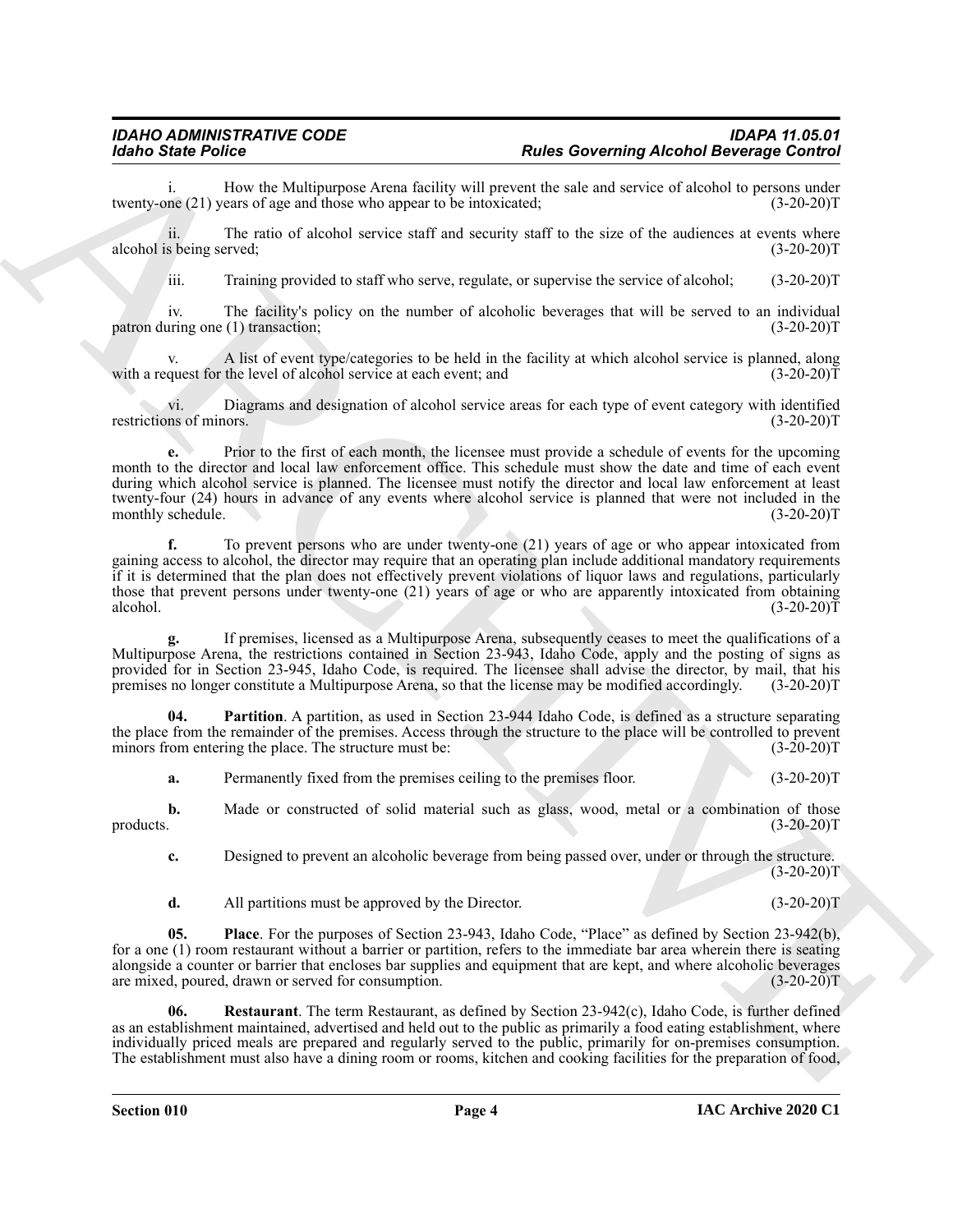i. How the Multipurpose Arena facility will prevent the sale and service of alcohol to persons under twenty-one (21) years of age and those who appear to be intoxicated; (3-20-20)T

ii. The ratio of alcohol service staff and security staff to the size of the audiences at events where alcohol is being served; (3-20-20)T

iii. Training provided to staff who serve, regulate, or supervise the service of alcohol; (3-20-20)T

iv. The facility's policy on the number of alcoholic beverages that will be served to an individual patron during one (1) transaction; (3-20-20)T

v. A list of event type/categories to be held in the facility at which alcohol service is planned, along with a request for the level of alcohol service at each event; and (3-20-20)T

vi. Diagrams and designation of alcohol service areas for each type of event category with identified restrictions of minors. (3-20-20)T

**e.** Prior to the first of each month, the licensee must provide a schedule of events for the upcoming month to the director and local law enforcement office. This schedule must show the date and time of each event during which alcohol service is planned. The licensee must notify the director and local law enforcement at least twenty-four (24) hours in advance of any events where alcohol service is planned that were not included in the monthly schedule. (3-20-20)T

**f.** To prevent persons who are under twenty-one (21) years of age or who appear intoxicated from gaining access to alcohol, the director may require that an operating plan include additional mandatory requirements if it is determined that the plan does not effectively prevent violations of liquor laws and regulations, particularly those that prevent persons under twenty-one (21) years of age or who are apparently intoxicated from obtaining alcohol. (3-20-20)T

**g.** If premises, licensed as a Multipurpose Arena, subsequently ceases to meet the qualifications of a Multipurpose Arena, the restrictions contained in Section 23-943, Idaho Code, apply and the posting of signs as provided for in Section 23-945, Idaho Code, is required. The licensee shall advise the director, by mail, that his premises no longer constitute a Multipurpose Arena, so that the license may be modified accordingly. (3-20-20)T

**04. Partition**. A partition, as used in Section 23-944 Idaho Code, is defined as a structure separating the place from the remainder of the premises. Access through the structure to the place will be controlled to prevent minors from entering the place. The structure must be: (3-20-20)T

**a.** Permanently fixed from the premises ceiling to the premises floor. (3-20-20)T

**b.** Made or constructed of solid material such as glass, wood, metal or a combination of those products. (3-20-20)T

**c.** Designed to prevent an alcoholic beverage from being passed over, under or through the structure. (3-20-20)T

**d.** All partitions must be approved by the Director. (3-20-20)T

**05. Place**. For the purposes of Section 23-943, Idaho Code, "Place" as defined by Section 23-942(b), for a one (1) room restaurant without a barrier or partition, refers to the immediate bar area wherein there is seating alongside a counter or barrier that encloses bar supplies and equipment that are kept, and where alcoholic beverages are mixed, poured, drawn or served for consumption. (3-20-20)T

**06. Restaurant**. The term Restaurant, as defined by Section 23-942(c), Idaho Code, is further defined as an establishment maintained, advertised and held out to the public as primarily a food eating establishment, where individually priced meals are prepared and regularly served to the public, primarily for on-premises consumption. The establishment must also have a dining room or rooms, kitchen and cooking facilities for the preparation of food,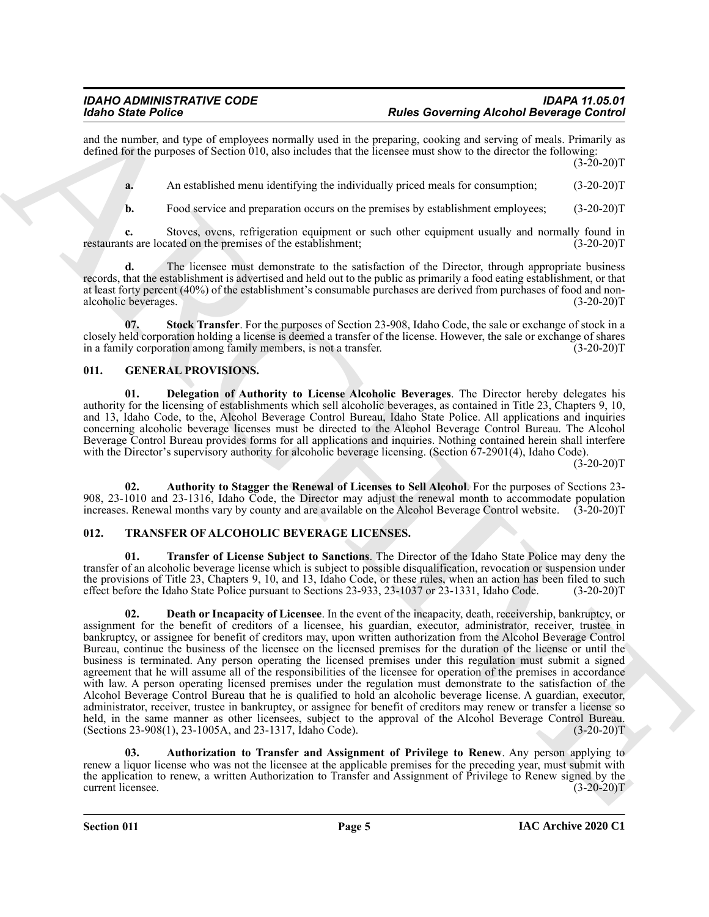and the number, and type of employees normally used in the preparing, cooking and serving of meals. Primarily as defined for the purposes of Section 010, also includes that the licensee must show to the director the following: (3-20-20)T

**a.** An established menu identifying the individually priced meals for consumption; (3-20-20)T

**b.** Food service and preparation occurs on the premises by establishment employees; (3-20-20)T

**c.** Stoves, ovens, refrigeration equipment or such other equipment usually and normally found in restaurants are located on the premises of the establishment; (3-20-20)T

**d.** The licensee must demonstrate to the satisfaction of the Director, through appropriate business records, that the establishment is advertised and held out to the public as primarily a food eating establishment, or that at least forty percent (40%) of the establishment's consumable purchases are derived from purchases of food and non-alcoholic beverages. (3-20-20)T

**07. Stock Transfer**. For the purposes of Section 23-908, Idaho Code, the sale or exchange of stock in a closely held corporation holding a license is deemed a transfer of the license. However, the sale or exchange of shares in a family corporation among family members, is not a transfer. (3-20-20)T

## 011. GENERAL PROVISIONS.

**01. Delegation of Authority to License Alcoholic Beverages**. The Director hereby delegates his authority for the licensing of establishments which sell alcoholic beverages, as contained in Title 23, Chapters 9, 10, and 13, Idaho Code, to the, Alcohol Beverage Control Bureau, Idaho State Police. All applications and inquiries concerning alcoholic beverage licenses must be directed to the Alcohol Beverage Control Bureau. The Alcohol Beverage Control Bureau provides forms for all applications and inquiries. Nothing contained herein shall interfere with the Director's supervisory authority for alcoholic beverage licensing. (Section 67-2901(4), Idaho Code). (3-20-20)T

**02. Authority to Stagger the Renewal of Licenses to Sell Alcohol**. For the purposes of Sections 23-908, 23-1010 and 23-1316, Idaho Code, the Director may adjust the renewal month to accommodate population increases. Renewal months vary by county and are available on the Alcohol Beverage Control website. (3-20-20)T

## 012. TRANSFER OF ALCOHOLIC BEVERAGE LICENSES.

**01. Transfer of License Subject to Sanctions**. The Director of the Idaho State Police may deny the transfer of an alcoholic beverage license which is subject to possible disqualification, revocation or suspension under the provisions of Title 23, Chapters 9, 10, and 13, Idaho Code, or these rules, when an action has been filed to such effect before the Idaho State Police pursuant to Sections 23-933, 23-1037 or 23-1331, Idaho Code. (3-20-20)T

**02. Death or Incapacity of Licensee**. In the event of the incapacity, death, receivership, bankruptcy, or assignment for the benefit of creditors of a licensee, his guardian, executor, administrator, receiver, trustee in bankruptcy, or assignee for benefit of creditors may, upon written authorization from the Alcohol Beverage Control Bureau, continue the business of the licensee on the licensed premises for the duration of the license or until the business is terminated. Any person operating the licensed premises under this regulation must submit a signed agreement that he will assume all of the responsibilities of the licensee for operation of the premises in accordance with law. A person operating licensed premises under the regulation must demonstrate to the satisfaction of the Alcohol Beverage Control Bureau that he is qualified to hold an alcoholic beverage license. A guardian, executor, administrator, receiver, trustee in bankruptcy, or assignee for benefit of creditors may renew or transfer a license so held, in the same manner as other licensees, subject to the approval of the Alcohol Beverage Control Bureau. (Sections 23-908(1), 23-1005A, and 23-1317, Idaho Code). (3-20-20)T

**03. Authorization to Transfer and Assignment of Privilege to Renew**. Any person applying to renew a liquor license who was not the licensee at the applicable premises for the preceding year, must submit with the application to renew, a written Authorization to Transfer and Assignment of Privilege to Renew signed by the current licensee. (3-20-20)T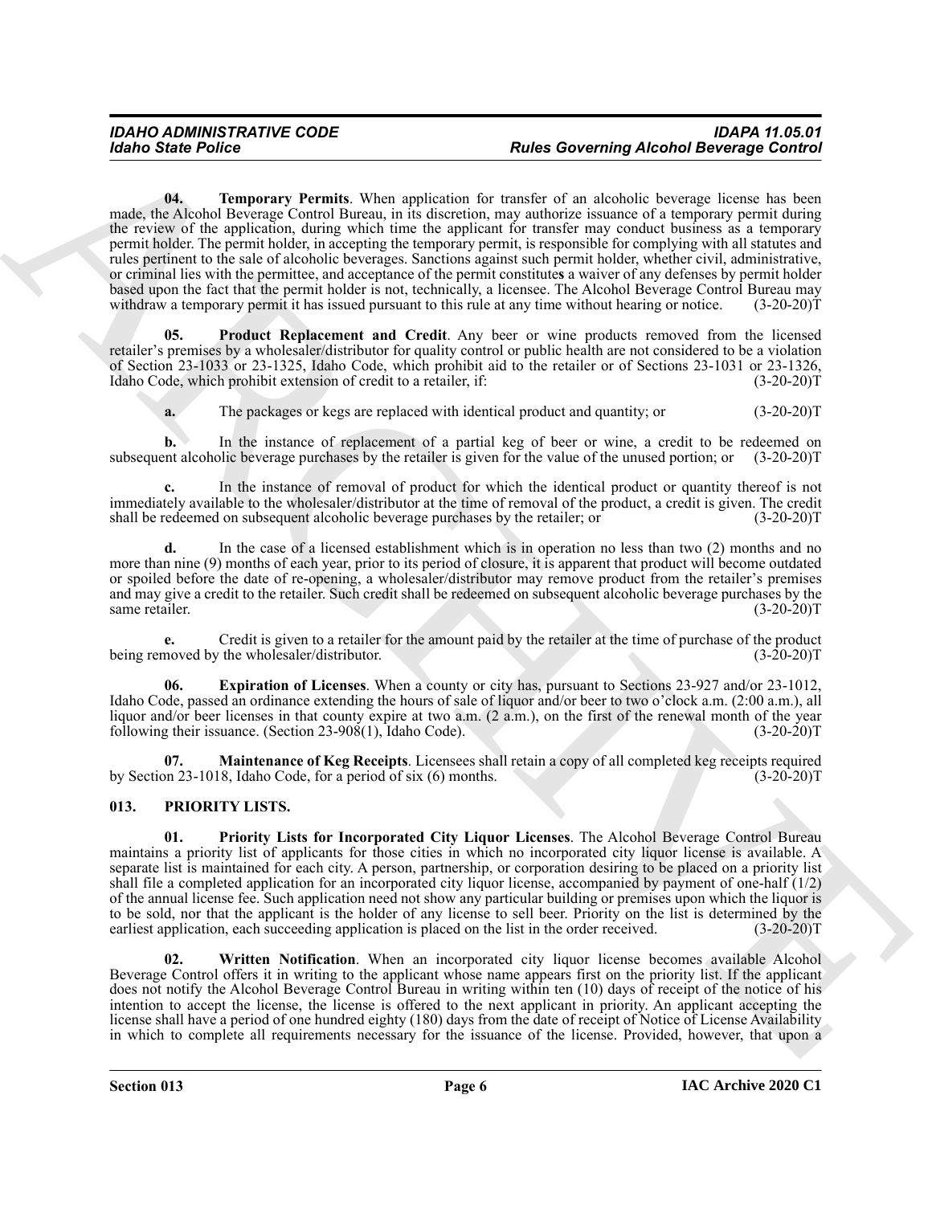**04. Temporary Permits**. When application for transfer of an alcoholic beverage license has been made, the Alcohol Beverage Control Bureau, in its discretion, may authorize issuance of a temporary permit during the review of the application, during which time the applicant for transfer may conduct business as a temporary permit holder. The permit holder, in accepting the temporary permit, is responsible for complying with all statutes and rules pertinent to the sale of alcoholic beverages. Sanctions against such permit holder, whether civil, administrative, or criminal lies with the permittee, and acceptance of the permit constitutes a waiver of any defenses by permit holder based upon the fact that the permit holder is not, technically, a licensee. The Alcohol Beverage Control Bureau may withdraw a temporary permit it has issued pursuant to this rule at any time without hearing or notice. (3-20-20)T

**05. Product Replacement and Credit**. Any beer or wine products removed from the licensed retailer's premises by a wholesaler/distributor for quality control or public health are not considered to be a violation of Section 23-1033 or 23-1325, Idaho Code, which prohibit aid to the retailer or of Sections 23-1031 or 23-1326, Idaho Code, which prohibit extension of credit to a retailer, if: (3-20-20)T

**a.** The packages or kegs are replaced with identical product and quantity; or (3-20-20)T

**b.** In the instance of replacement of a partial keg of beer or wine, a credit to be redeemed on subsequent alcoholic beverage purchases by the retailer is given for the value of the unused portion; or (3-20-20)T

**c.** In the instance of removal of product for which the identical product or quantity thereof is not immediately available to the wholesaler/distributor at the time of removal of the product, a credit is given. The credit shall be redeemed on subsequent alcoholic beverage purchases by the retailer; or (3-20-20)T

**d.** In the case of a licensed establishment which is in operation no less than two (2) months and no more than nine (9) months of each year, prior to its period of closure, it is apparent that product will become outdated or spoiled before the date of re-opening, a wholesaler/distributor may remove product from the retailer's premises and may give a credit to the retailer. Such credit shall be redeemed on subsequent alcoholic beverage purchases by the same retailer. (3-20-20)T

**e.** Credit is given to a retailer for the amount paid by the retailer at the time of purchase of the product being removed by the wholesaler/distributor. (3-20-20)T

**06. Expiration of Licenses**. When a county or city has, pursuant to Sections 23-927 and/or 23-1012, Idaho Code, passed an ordinance extending the hours of sale of liquor and/or beer to two o'clock a.m. (2:00 a.m.), all liquor and/or beer licenses in that county expire at two a.m. (2 a.m.), on the first of the renewal month of the year following their issuance. (Section 23-908(1), Idaho Code). (3-20-20)T

**07. Maintenance of Keg Receipts**. Licensees shall retain a copy of all completed keg receipts required by Section 23-1018, Idaho Code, for a period of six (6) months. (3-20-20)T

## 013. PRIORITY LISTS.

**01. Priority Lists for Incorporated City Liquor Licenses**. The Alcohol Beverage Control Bureau maintains a priority list of applicants for those cities in which no incorporated city liquor license is available. A separate list is maintained for each city. A person, partnership, or corporation desiring to be placed on a priority list shall file a completed application for an incorporated city liquor license, accompanied by payment of one-half (1/2) of the annual license fee. Such application need not show any particular building or premises upon which the liquor is to be sold, nor that the applicant is the holder of any license to sell beer. Priority on the list is determined by the earliest application, each succeeding application is placed on the list in the order received. (3-20-20)T

**02. Written Notification**. When an incorporated city liquor license becomes available Alcohol Beverage Control offers it in writing to the applicant whose name appears first on the priority list. If the applicant does not notify the Alcohol Beverage Control Bureau in writing within ten (10) days of receipt of the notice of his intention to accept the license, the license is offered to the next applicant in priority. An applicant accepting the license shall have a period of one hundred eighty (180) days from the date of receipt of Notice of License Availability in which to complete all requirements necessary for the issuance of the license. Provided, however, that upon a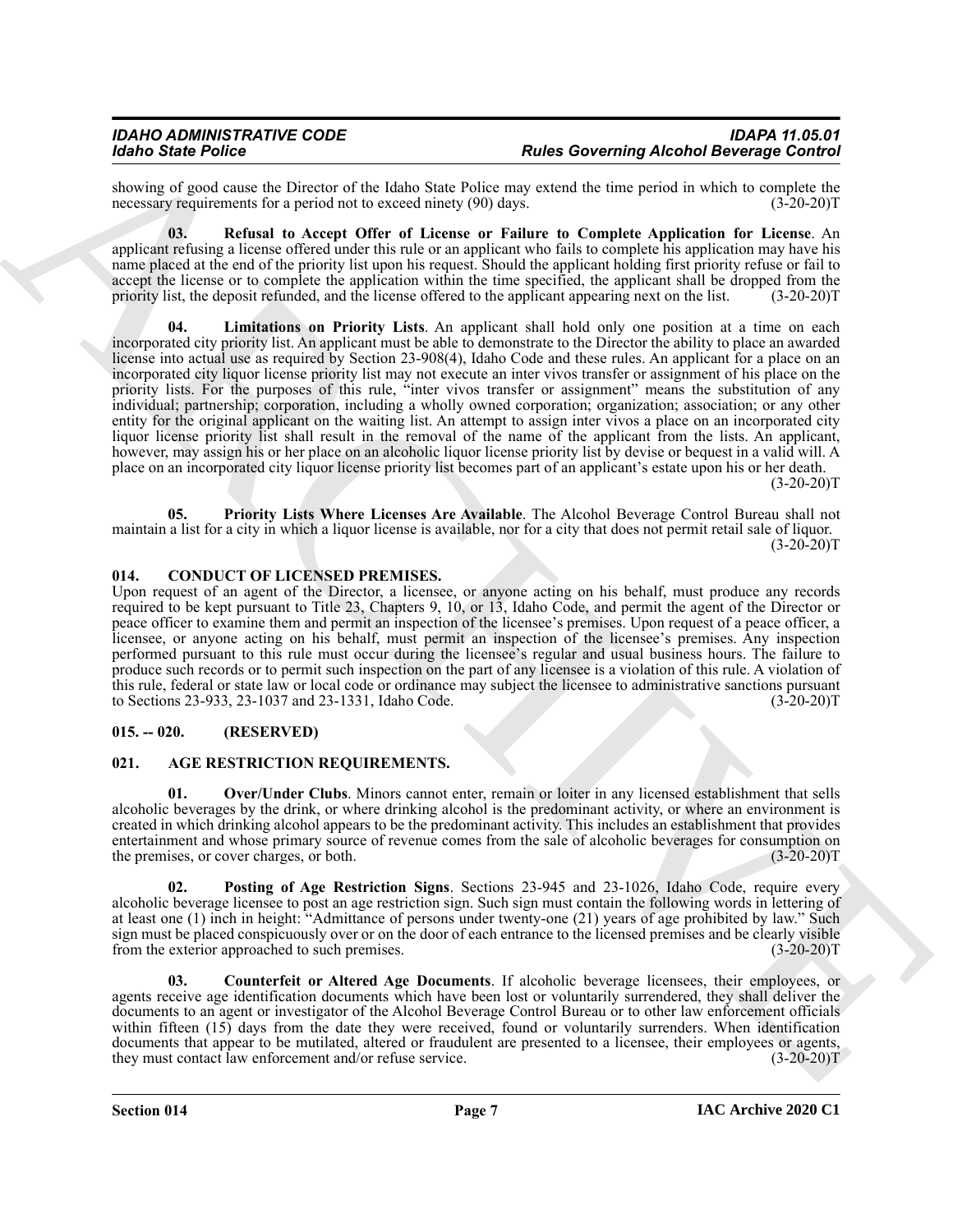showing of good cause the Director of the Idaho State Police may extend the time period in which to complete the necessary requirements for a period not to exceed ninety (90) days. (3-20-20)T

**03. Refusal to Accept Offer of License or Failure to Complete Application for License**. An applicant refusing a license offered under this rule or an applicant who fails to complete his application may have his name placed at the end of the priority list upon his request. Should the applicant holding first priority refuse or fail to accept the license or to complete the application within the time specified, the applicant shall be dropped from the priority list, the deposit refunded, and the license offered to the applicant appearing next on the list. (3-20-20)T

**04. Limitations on Priority Lists**. An applicant shall hold only one position at a time on each incorporated city priority list. An applicant must be able to demonstrate to the Director the ability to place an awarded license into actual use as required by Section 23-908(4), Idaho Code and these rules. An applicant for a place on an incorporated city liquor license priority list may not execute an inter vivos transfer or assignment of his place on the priority lists. For the purposes of this rule, "inter vivos transfer or assignment" means the substitution of any individual; partnership; corporation, including a wholly owned corporation; organization; association; or any other entity for the original applicant on the waiting list. An attempt to assign inter vivos a place on an incorporated city liquor license priority list shall result in the removal of the name of the applicant from the lists. An applicant, however, may assign his or her place on an alcoholic liquor license priority list by devise or bequest in a valid will. A place on an incorporated city liquor license priority list becomes part of an applicant's estate upon his or her death. (3-20-20)T

**05. Priority Lists Where Licenses Are Available**. The Alcohol Beverage Control Bureau shall not maintain a list for a city in which a liquor license is available, nor for a city that does not permit retail sale of liquor. (3-20-20)T

## 014. CONDUCT OF LICENSED PREMISES.

Upon request of an agent of the Director, a licensee, or anyone acting on his behalf, must produce any records required to be kept pursuant to Title 23, Chapters 9, 10, or 13, Idaho Code, and permit the agent of the Director or peace officer to examine them and permit an inspection of the licensee's premises. Upon request of a peace officer, a licensee, or anyone acting on his behalf, must permit an inspection of the licensee's premises. Any inspection performed pursuant to this rule must occur during the licensee's regular and usual business hours. The failure to produce such records or to permit such inspection on the part of any licensee is a violation of this rule. A violation of this rule, federal or state law or local code or ordinance may subject the licensee to administrative sanctions pursuant to Sections 23-933, 23-1037 and 23-1331, Idaho Code. (3-20-20)T

## 015. -- 020. (RESERVED)

## 021. AGE RESTRICTION REQUIREMENTS.

**01. Over/Under Clubs**. Minors cannot enter, remain or loiter in any licensed establishment that sells alcoholic beverages by the drink, or where drinking alcohol is the predominant activity, or where an environment is created in which drinking alcohol appears to be the predominant activity. This includes an establishment that provides entertainment and whose primary source of revenue comes from the sale of alcoholic beverages for consumption on the premises, or cover charges, or both. (3-20-20)T

**02. Posting of Age Restriction Signs**. Sections 23-945 and 23-1026, Idaho Code, require every alcoholic beverage licensee to post an age restriction sign. Such sign must contain the following words in lettering of at least one (1) inch in height: "Admittance of persons under twenty-one (21) years of age prohibited by law." Such sign must be placed conspicuously over or on the door of each entrance to the licensed premises and be clearly visible from the exterior approached to such premises. (3-20-20)T

**03. Counterfeit or Altered Age Documents**. If alcoholic beverage licensees, their employees, or agents receive age identification documents which have been lost or voluntarily surrendered, they shall deliver the documents to an agent or investigator of the Alcohol Beverage Control Bureau or to other law enforcement officials within fifteen (15) days from the date they were received, found or voluntarily surrenders. When identification documents that appear to be mutilated, altered or fraudulent are presented to a licensee, their employees or agents, they must contact law enforcement and/or refuse service. (3-20-20)T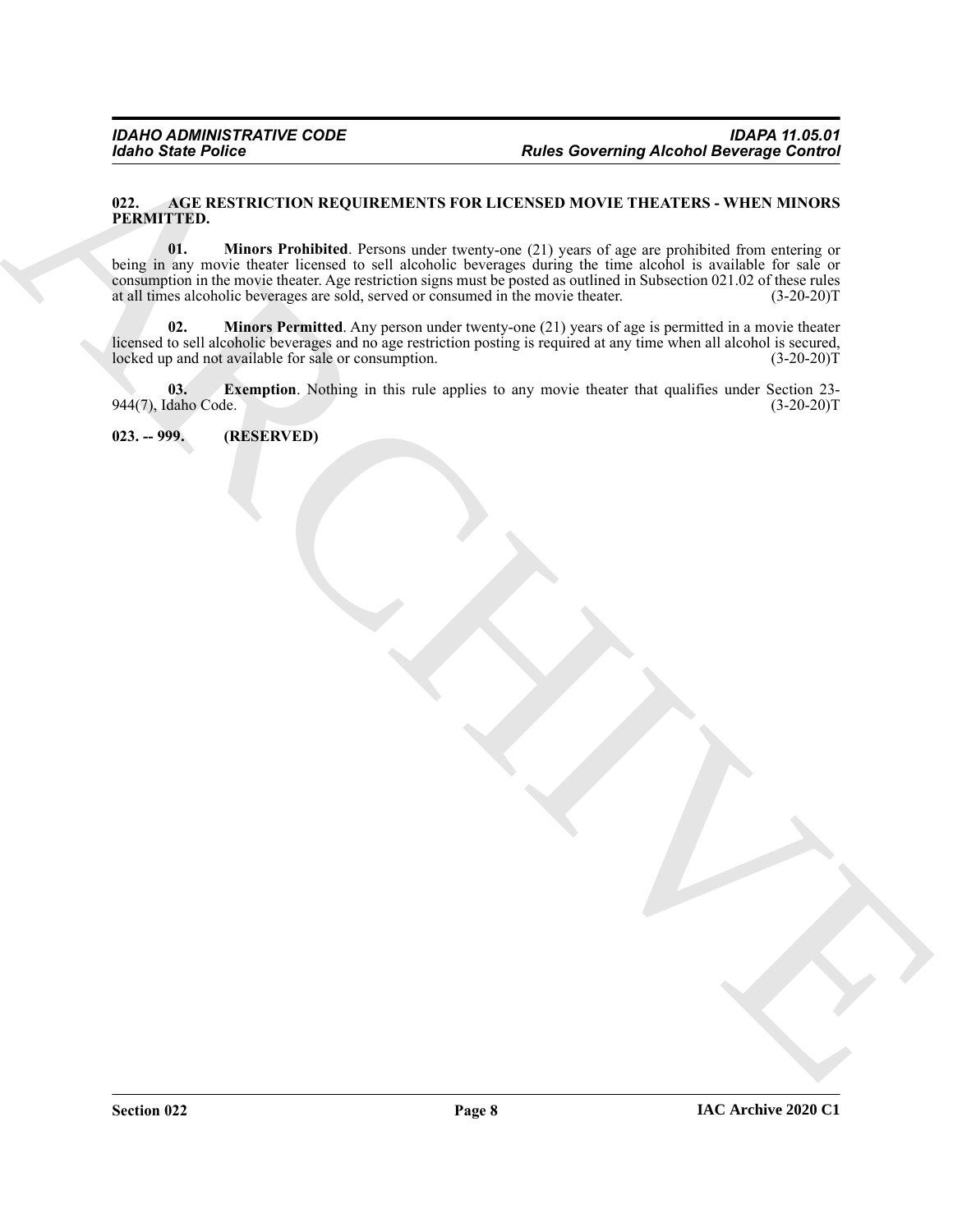**022. AGE RESTRICTION REQUIREMENTS FOR LICENSED MOVIE THEATERS - WHEN MINORS PERMITTED.**

**01. Minors Prohibited**. Persons under twenty-one (21) years of age are prohibited from entering or being in any movie theater licensed to sell alcoholic beverages during the time alcohol is available for sale or consumption in the movie theater. Age restriction signs must be posted as outlined in Subsection 021.02 of these rules at all times alcoholic beverages are sold, served or consumed in the movie theater. (3-20-20)T

**02. Minors Permitted**. Any person under twenty-one (21) years of age is permitted in a movie theater licensed to sell alcoholic beverages and no age restriction posting is required at any time when all alcohol is secured, locked up and not available for sale or consumption. (3-20-20)T

**03. Exemption**. Nothing in this rule applies to any movie theater that qualifies under Section 23-944(7), Idaho Code. (3-20-20)T

**023. -- 999. (RESERVED)**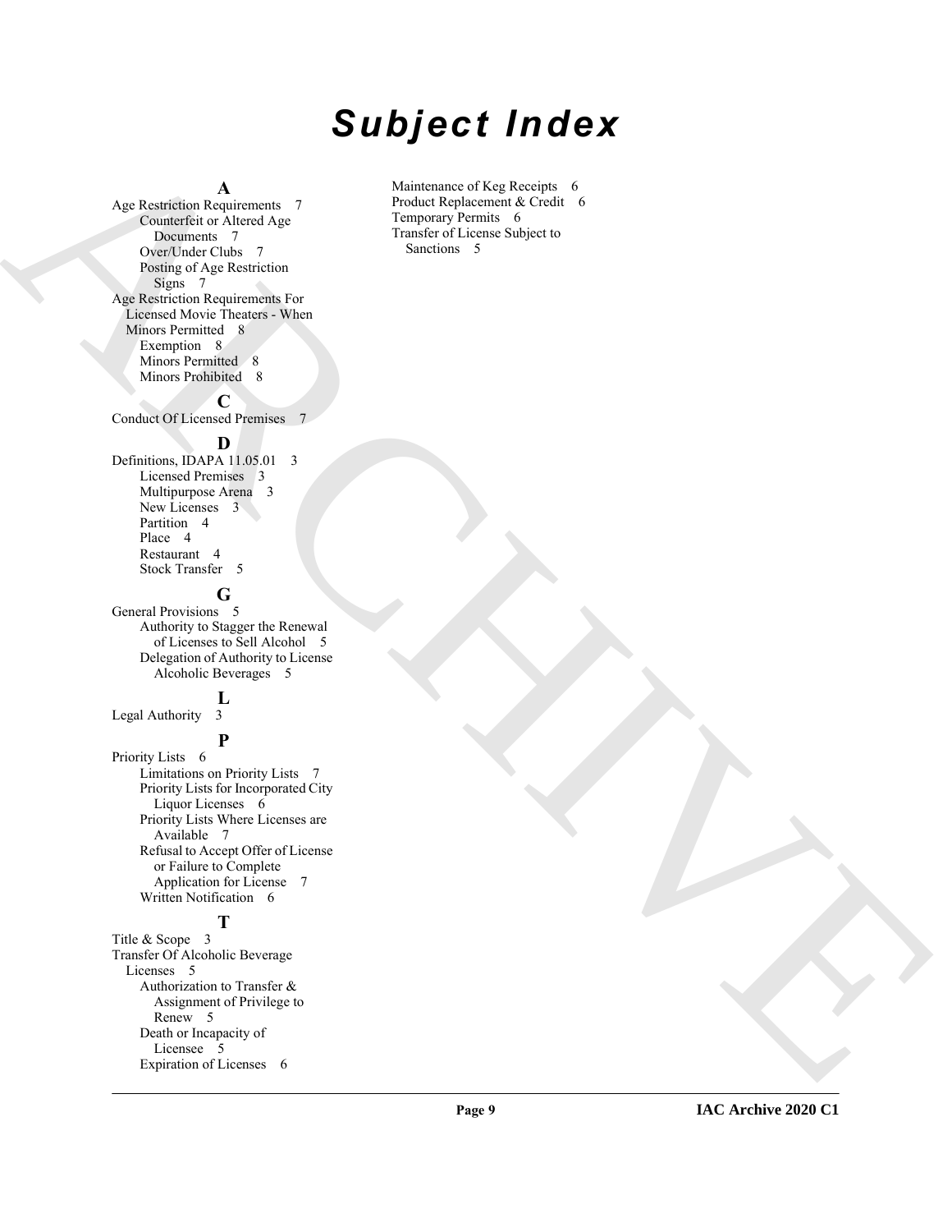# Subject Index

**A**

Age Restriction Requirements 7
- Counterfeit or Altered Age Documents 7
- Over/Under Clubs 7
- Posting of Age Restriction Signs 7

Age Restriction Requirements For Licensed Movie Theaters - When Minors Permitted 8
- Exemption 8
- Minors Permitted 8
- Minors Prohibited 8

**C**

Conduct Of Licensed Premises 7

**D**

Definitions, IDAPA 11.05.01 3
- Licensed Premises 3
- Multipurpose Arena 3
- New Licenses 3
- Partition 4
- Place 4
- Restaurant 4
- Stock Transfer 5

**G**

General Provisions 5
- Authority to Stagger the Renewal of Licenses to Sell Alcohol 5
- Delegation of Authority to License Alcoholic Beverages 5

**L**

Legal Authority 3

**P**

Priority Lists 6
- Limitations on Priority Lists 7
- Priority Lists for Incorporated City Liquor Licenses 6
- Priority Lists Where Licenses are Available 7
- Refusal to Accept Offer of License or Failure to Complete Application for License 7
- Written Notification 6

**T**

Title & Scope 3

Transfer Of Alcoholic Beverage Licenses 5
- Authorization to Transfer & Assignment of Privilege to Renew 5
- Death or Incapacity of Licensee 5
- Expiration of Licenses 6
- Maintenance of Keg Receipts 6
- Product Replacement & Credit 6
- Temporary Permits 6
- Transfer of License Subject to Sanctions 5